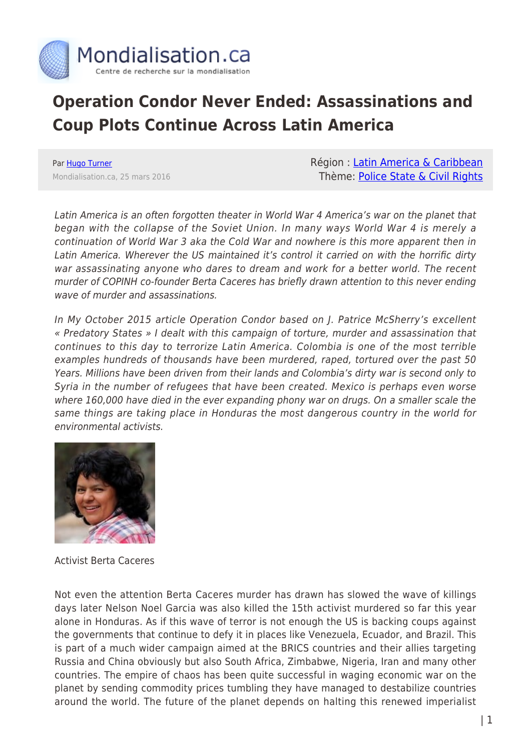# Operation Condor Never Ended: Assassinations and Coup Plots Continue Across Latin America

Par Hugo Turner
Mondialisation.ca, 25 mars 2016

Région : Latin America & Caribbean
Thème: Police State & Civil Rights

*Latin America is an often forgotten theater in World War 4 America's war on the planet that began with the collapse of the Soviet Union. In many ways World War 4 is merely a continuation of World War 3 aka the Cold War and nowhere is this more apparent then in Latin America. Wherever the US maintained it's control it carried on with the horrific dirty war assassinating anyone who dares to dream and work for a better world. The recent murder of COPINH co-founder Berta Caceres has briefly drawn attention to this never ending wave of murder and assassinations.*

*In My October 2015 article Operation Condor based on J. Patrice McSherry's excellent « Predatory States » I dealt with this campaign of torture, murder and assassination that continues to this day to terrorize Latin America. Colombia is one of the most terrible examples hundreds of thousands have been murdered, raped, tortured over the past 50 Years. Millions have been driven from their lands and Colombia's dirty war is second only to Syria in the number of refugees that have been created. Mexico is perhaps even worse where 160,000 have died in the ever expanding phony war on drugs. On a smaller scale the same things are taking place in Honduras the most dangerous country in the world for environmental activists.*

Activist Berta Caceres

Not even the attention Berta Caceres murder has drawn has slowed the wave of killings days later Nelson Noel Garcia was also killed the 15th activist murdered so far this year alone in Honduras. As if this wave of terror is not enough the US is backing coups against the governments that continue to defy it in places like Venezuela, Ecuador, and Brazil. This is part of a much wider campaign aimed at the BRICS countries and their allies targeting Russia and China obviously but also South Africa, Zimbabwe, Nigeria, Iran and many other countries. The empire of chaos has been quite successful in waging economic war on the planet by sending commodity prices tumbling they have managed to destabilize countries around the world. The future of the planet depends on halting this renewed imperialist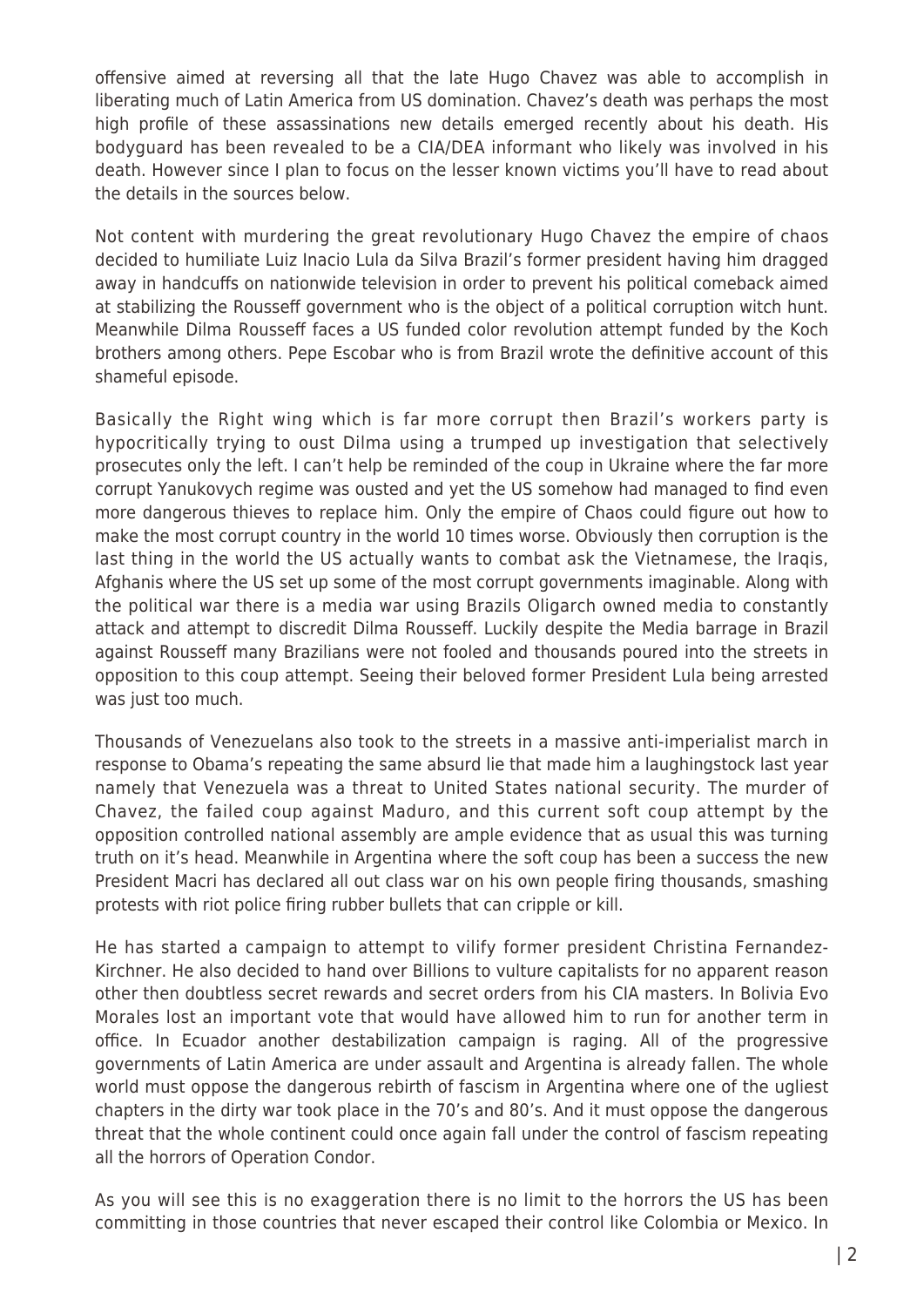offensive aimed at reversing all that the late Hugo Chavez was able to accomplish in liberating much of Latin America from US domination. Chavez's death was perhaps the most high profile of these assassinations new details emerged recently about his death. His bodyguard has been revealed to be a CIA/DEA informant who likely was involved in his death. However since I plan to focus on the lesser known victims you'll have to read about the details in the sources below.

Not content with murdering the great revolutionary Hugo Chavez the empire of chaos decided to humiliate Luiz Inacio Lula da Silva Brazil's former president having him dragged away in handcuffs on nationwide television in order to prevent his political comeback aimed at stabilizing the Rousseff government who is the object of a political corruption witch hunt. Meanwhile Dilma Rousseff faces a US funded color revolution attempt funded by the Koch brothers among others. Pepe Escobar who is from Brazil wrote the definitive account of this shameful episode.

Basically the Right wing which is far more corrupt then Brazil's workers party is hypocritically trying to oust Dilma using a trumped up investigation that selectively prosecutes only the left. I can't help be reminded of the coup in Ukraine where the far more corrupt Yanukovych regime was ousted and yet the US somehow had managed to find even more dangerous thieves to replace him. Only the empire of Chaos could figure out how to make the most corrupt country in the world 10 times worse. Obviously then corruption is the last thing in the world the US actually wants to combat ask the Vietnamese, the Iraqis, Afghanis where the US set up some of the most corrupt governments imaginable. Along with the political war there is a media war using Brazils Oligarch owned media to constantly attack and attempt to discredit Dilma Rousseff. Luckily despite the Media barrage in Brazil against Rousseff many Brazilians were not fooled and thousands poured into the streets in opposition to this coup attempt. Seeing their beloved former President Lula being arrested was just too much.

Thousands of Venezuelans also took to the streets in a massive anti-imperialist march in response to Obama's repeating the same absurd lie that made him a laughingstock last year namely that Venezuela was a threat to United States national security. The murder of Chavez, the failed coup against Maduro, and this current soft coup attempt by the opposition controlled national assembly are ample evidence that as usual this was turning truth on it's head. Meanwhile in Argentina where the soft coup has been a success the new President Macri has declared all out class war on his own people firing thousands, smashing protests with riot police firing rubber bullets that can cripple or kill.

He has started a campaign to attempt to vilify former president Christina Fernandez-Kirchner. He also decided to hand over Billions to vulture capitalists for no apparent reason other then doubtless secret rewards and secret orders from his CIA masters. In Bolivia Evo Morales lost an important vote that would have allowed him to run for another term in office. In Ecuador another destabilization campaign is raging. All of the progressive governments of Latin America are under assault and Argentina is already fallen. The whole world must oppose the dangerous rebirth of fascism in Argentina where one of the ugliest chapters in the dirty war took place in the 70's and 80's. And it must oppose the dangerous threat that the whole continent could once again fall under the control of fascism repeating all the horrors of Operation Condor.

As you will see this is no exaggeration there is no limit to the horrors the US has been committing in those countries that never escaped their control like Colombia or Mexico. In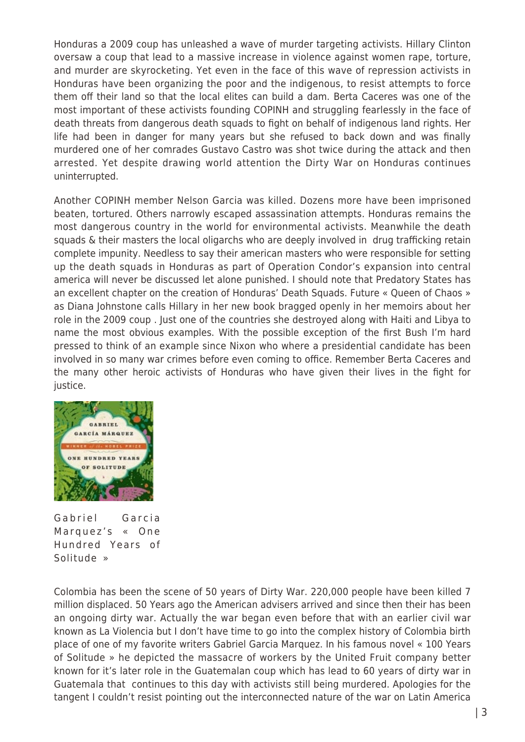Honduras a 2009 coup has unleashed a wave of murder targeting activists. Hillary Clinton oversaw a coup that lead to a massive increase in violence against women rape, torture, and murder are skyrocketing. Yet even in the face of this wave of repression activists in Honduras have been organizing the poor and the indigenous, to resist attempts to force them off their land so that the local elites can build a dam. Berta Caceres was one of the most important of these activists founding COPINH and struggling fearlessly in the face of death threats from dangerous death squads to fight on behalf of indigenous land rights. Her life had been in danger for many years but she refused to back down and was finally murdered one of her comrades Gustavo Castro was shot twice during the attack and then arrested. Yet despite drawing world attention the Dirty War on Honduras continues uninterrupted.

Another COPINH member Nelson Garcia was killed. Dozens more have been imprisoned beaten, tortured. Others narrowly escaped assassination attempts. Honduras remains the most dangerous country in the world for environmental activists. Meanwhile the death squads & their masters the local oligarchs who are deeply involved in drug trafficking retain complete impunity. Needless to say their american masters who were responsible for setting up the death squads in Honduras as part of Operation Condor's expansion into central america will never be discussed let alone punished. I should note that Predatory States has an excellent chapter on the creation of Honduras' Death Squads. Future « Queen of Chaos » as Diana Johnstone calls Hillary in her new book bragged openly in her memoirs about her role in the 2009 coup . Just one of the countries she destroyed along with Haiti and Libya to name the most obvious examples. With the possible exception of the first Bush I'm hard pressed to think of an example since Nixon who where a presidential candidate has been involved in so many war crimes before even coming to office. Remember Berta Caceres and the many other heroic activists of Honduras who have given their lives in the fight for justice.

Gabriel Garcia Marquez's « One Hundred Years of Solitude »

Colombia has been the scene of 50 years of Dirty War. 220,000 people have been killed 7 million displaced. 50 Years ago the American advisers arrived and since then their has been an ongoing dirty war. Actually the war began even before that with an earlier civil war known as La Violencia but I don't have time to go into the complex history of Colombia birth place of one of my favorite writers Gabriel Garcia Marquez. In his famous novel « 100 Years of Solitude » he depicted the massacre of workers by the United Fruit company better known for it's later role in the Guatemalan coup which has lead to 60 years of dirty war in Guatemala that continues to this day with activists still being murdered. Apologies for the tangent I couldn't resist pointing out the interconnected nature of the war on Latin America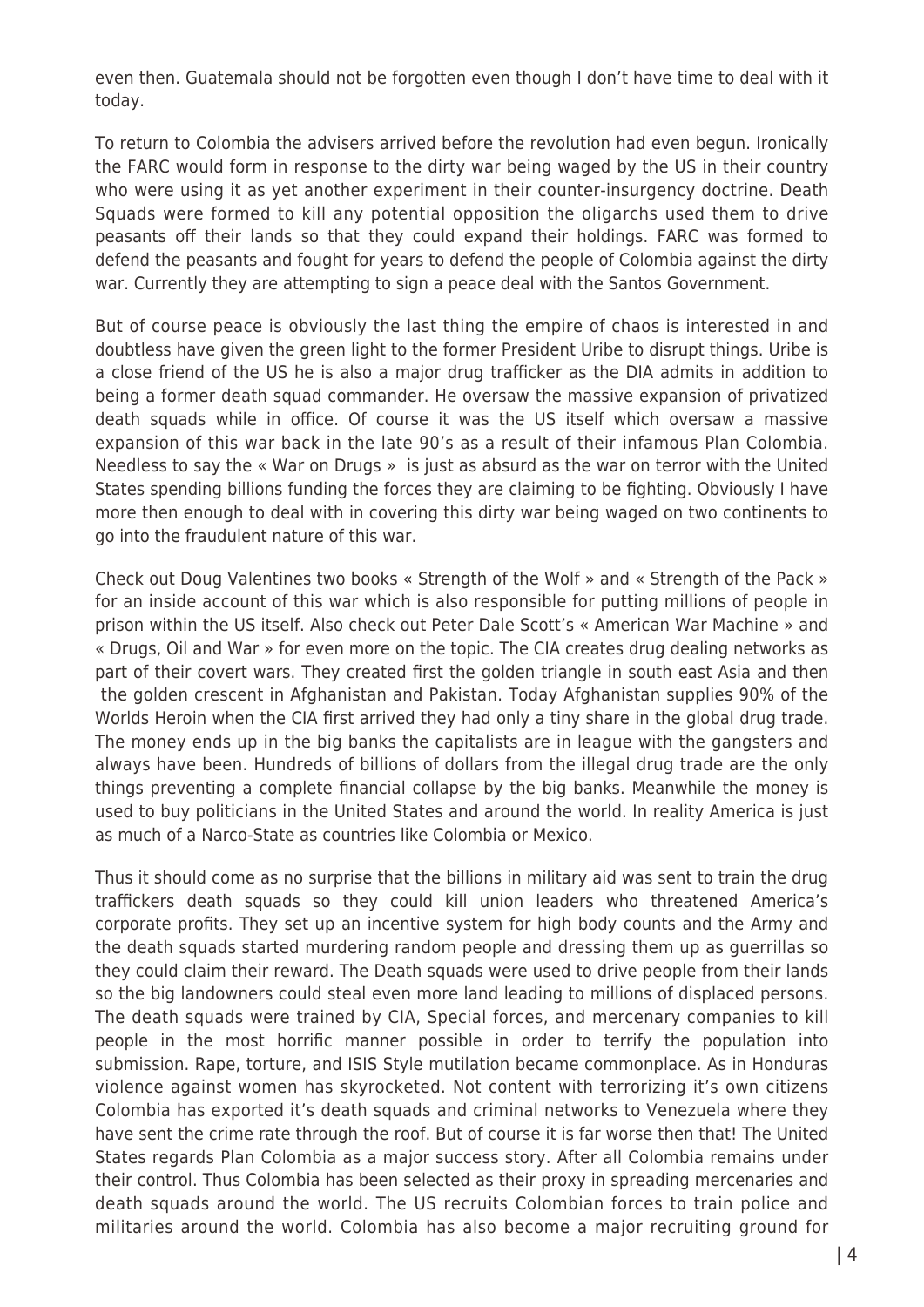even then. Guatemala should not be forgotten even though I don't have time to deal with it today.

To return to Colombia the advisers arrived before the revolution had even begun. Ironically the FARC would form in response to the dirty war being waged by the US in their country who were using it as yet another experiment in their counter-insurgency doctrine. Death Squads were formed to kill any potential opposition the oligarchs used them to drive peasants off their lands so that they could expand their holdings. FARC was formed to defend the peasants and fought for years to defend the people of Colombia against the dirty war. Currently they are attempting to sign a peace deal with the Santos Government.

But of course peace is obviously the last thing the empire of chaos is interested in and doubtless have given the green light to the former President Uribe to disrupt things. Uribe is a close friend of the US he is also a major drug trafficker as the DIA admits in addition to being a former death squad commander. He oversaw the massive expansion of privatized death squads while in office. Of course it was the US itself which oversaw a massive expansion of this war back in the late 90's as a result of their infamous Plan Colombia. Needless to say the « War on Drugs » is just as absurd as the war on terror with the United States spending billions funding the forces they are claiming to be fighting. Obviously I have more then enough to deal with in covering this dirty war being waged on two continents to go into the fraudulent nature of this war.

Check out Doug Valentines two books « Strength of the Wolf » and « Strength of the Pack » for an inside account of this war which is also responsible for putting millions of people in prison within the US itself. Also check out Peter Dale Scott's « American War Machine » and « Drugs, Oil and War » for even more on the topic. The CIA creates drug dealing networks as part of their covert wars. They created first the golden triangle in south east Asia and then the golden crescent in Afghanistan and Pakistan. Today Afghanistan supplies 90% of the Worlds Heroin when the CIA first arrived they had only a tiny share in the global drug trade. The money ends up in the big banks the capitalists are in league with the gangsters and always have been. Hundreds of billions of dollars from the illegal drug trade are the only things preventing a complete financial collapse by the big banks. Meanwhile the money is used to buy politicians in the United States and around the world. In reality America is just as much of a Narco-State as countries like Colombia or Mexico.

Thus it should come as no surprise that the billions in military aid was sent to train the drug traffickers death squads so they could kill union leaders who threatened America's corporate profits. They set up an incentive system for high body counts and the Army and the death squads started murdering random people and dressing them up as guerrillas so they could claim their reward. The Death squads were used to drive people from their lands so the big landowners could steal even more land leading to millions of displaced persons. The death squads were trained by CIA, Special forces, and mercenary companies to kill people in the most horrific manner possible in order to terrify the population into submission. Rape, torture, and ISIS Style mutilation became commonplace. As in Honduras violence against women has skyrocketed. Not content with terrorizing it's own citizens Colombia has exported it's death squads and criminal networks to Venezuela where they have sent the crime rate through the roof. But of course it is far worse then that! The United States regards Plan Colombia as a major success story. After all Colombia remains under their control. Thus Colombia has been selected as their proxy in spreading mercenaries and death squads around the world. The US recruits Colombian forces to train police and militaries around the world. Colombia has also become a major recruiting ground for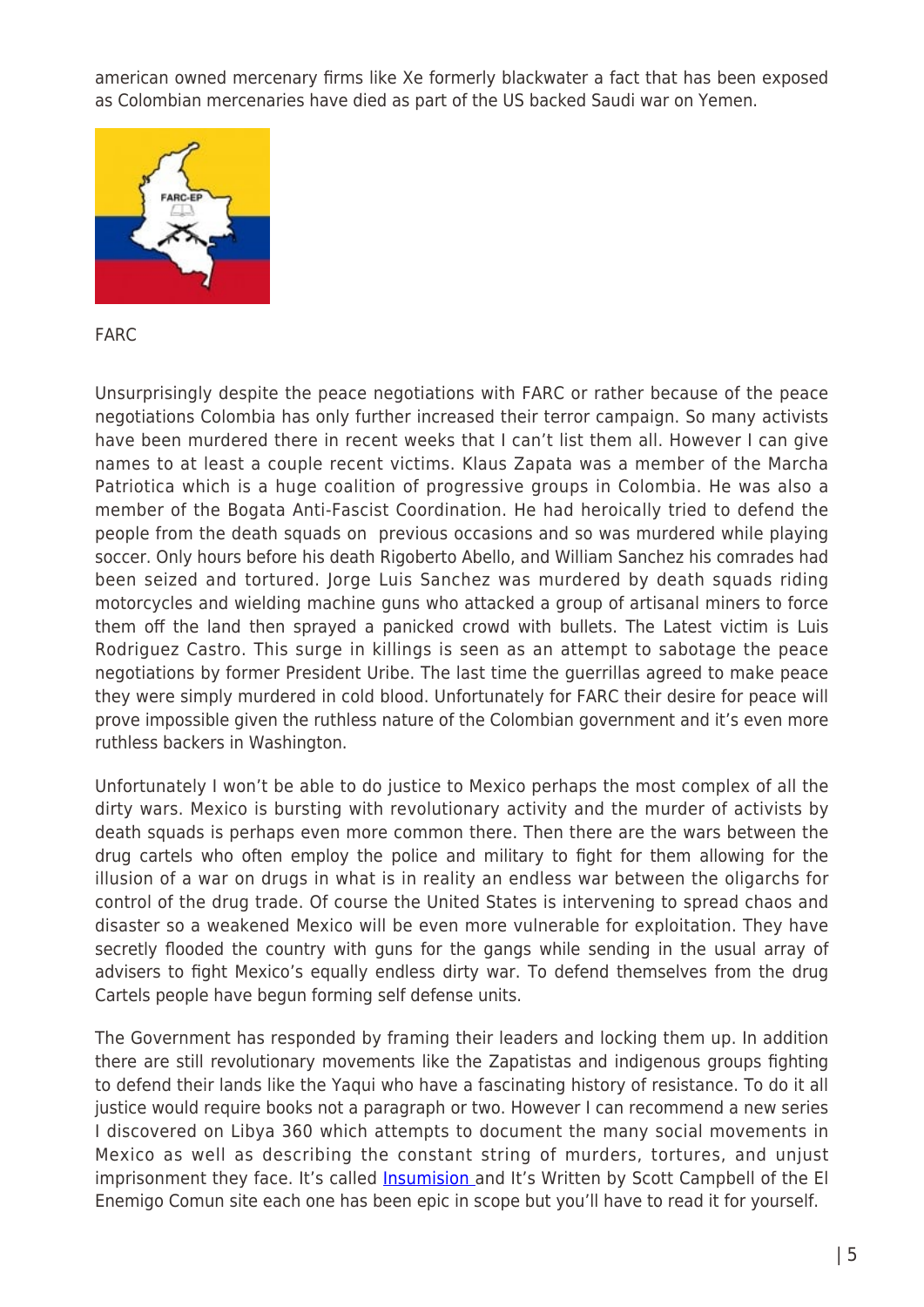american owned mercenary firms like Xe formerly blackwater a fact that has been exposed as Colombian mercenaries have died as part of the US backed Saudi war on Yemen.

FARC

Unsurprisingly despite the peace negotiations with FARC or rather because of the peace negotiations Colombia has only further increased their terror campaign. So many activists have been murdered there in recent weeks that I can't list them all. However I can give names to at least a couple recent victims. Klaus Zapata was a member of the Marcha Patriotica which is a huge coalition of progressive groups in Colombia. He was also a member of the Bogata Anti-Fascist Coordination. He had heroically tried to defend the people from the death squads on previous occasions and so was murdered while playing soccer. Only hours before his death Rigoberto Abello, and William Sanchez his comrades had been seized and tortured. Jorge Luis Sanchez was murdered by death squads riding motorcycles and wielding machine guns who attacked a group of artisanal miners to force them off the land then sprayed a panicked crowd with bullets. The Latest victim is Luis Rodriguez Castro. This surge in killings is seen as an attempt to sabotage the peace negotiations by former President Uribe. The last time the guerrillas agreed to make peace they were simply murdered in cold blood. Unfortunately for FARC their desire for peace will prove impossible given the ruthless nature of the Colombian government and it's even more ruthless backers in Washington.

Unfortunately I won't be able to do justice to Mexico perhaps the most complex of all the dirty wars. Mexico is bursting with revolutionary activity and the murder of activists by death squads is perhaps even more common there. Then there are the wars between the drug cartels who often employ the police and military to fight for them allowing for the illusion of a war on drugs in what is in reality an endless war between the oligarchs for control of the drug trade. Of course the United States is intervening to spread chaos and disaster so a weakened Mexico will be even more vulnerable for exploitation. They have secretly flooded the country with guns for the gangs while sending in the usual array of advisers to fight Mexico's equally endless dirty war. To defend themselves from the drug Cartels people have begun forming self defense units.

The Government has responded by framing their leaders and locking them up. In addition there are still revolutionary movements like the Zapatistas and indigenous groups fighting to defend their lands like the Yaqui who have a fascinating history of resistance. To do it all justice would require books not a paragraph or two. However I can recommend a new series I discovered on Libya 360 which attempts to document the many social movements in Mexico as well as describing the constant string of murders, tortures, and unjust imprisonment they face. It's called Insumision and It's Written by Scott Campbell of the El Enemigo Comun site each one has been epic in scope but you'll have to read it for yourself.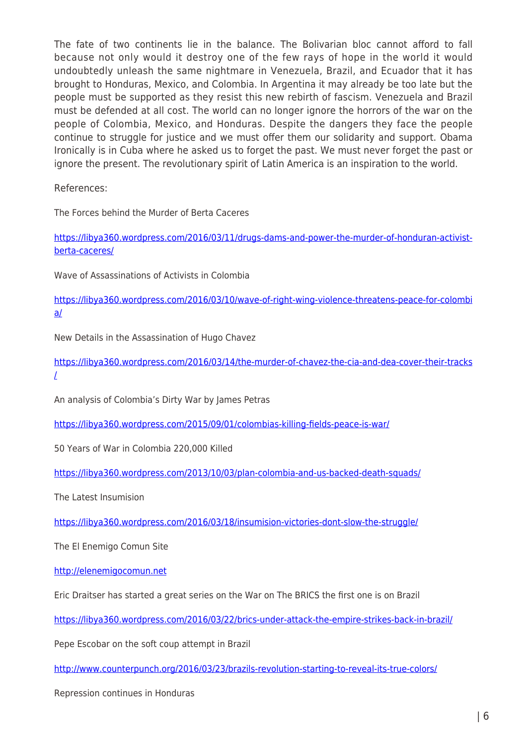The fate of two continents lie in the balance. The Bolivarian bloc cannot afford to fall because not only would it destroy one of the few rays of hope in the world it would undoubtedly unleash the same nightmare in Venezuela, Brazil, and Ecuador that it has brought to Honduras, Mexico, and Colombia. In Argentina it may already be too late but the people must be supported as they resist this new rebirth of fascism. Venezuela and Brazil must be defended at all cost. The world can no longer ignore the horrors of the war on the people of Colombia, Mexico, and Honduras. Despite the dangers they face the people continue to struggle for justice and we must offer them our solidarity and support. Obama Ironically is in Cuba where he asked us to forget the past. We must never forget the past or ignore the present. The revolutionary spirit of Latin America is an inspiration to the world.

References:

The Forces behind the Murder of Berta Caceres

[https://libya360.wordpress.com/2016/03/11/drugs-dams-and-power-the-murder-of-honduran-activist-berta-caceres/](https://libya360.wordpress.com/2016/03/11/drugs-dams-and-power-the-murder-of-honduran-activist-berta-caceres/)

Wave of Assassinations of Activists in Colombia

[https://libya360.wordpress.com/2016/03/10/wave-of-right-wing-violence-threatens-peace-for-colombia/](https://libya360.wordpress.com/2016/03/10/wave-of-right-wing-violence-threatens-peace-for-colombia/)

New Details in the Assassination of Hugo Chavez

[https://libya360.wordpress.com/2016/03/14/the-murder-of-chavez-the-cia-and-dea-cover-their-tracks/](https://libya360.wordpress.com/2016/03/14/the-murder-of-chavez-the-cia-and-dea-cover-their-tracks/)

An analysis of Colombia's Dirty War by James Petras

[https://libya360.wordpress.com/2015/09/01/colombias-killing-fields-peace-is-war/](https://libya360.wordpress.com/2015/09/01/colombias-killing-fields-peace-is-war/)

50 Years of War in Colombia 220,000 Killed

[https://libya360.wordpress.com/2013/10/03/plan-colombia-and-us-backed-death-squads/](https://libya360.wordpress.com/2013/10/03/plan-colombia-and-us-backed-death-squads/)

The Latest Insumision

[https://libya360.wordpress.com/2016/03/18/insumision-victories-dont-slow-the-struggle/](https://libya360.wordpress.com/2016/03/18/insumision-victories-dont-slow-the-struggle/)

The El Enemigo Comun Site

[http://elenemigocomun.net](http://elenemigocomun.net)

Eric Draitser has started a great series on the War on The BRICS the first one is on Brazil

[https://libya360.wordpress.com/2016/03/22/brics-under-attack-the-empire-strikes-back-in-brazil/](https://libya360.wordpress.com/2016/03/22/brics-under-attack-the-empire-strikes-back-in-brazil/)

Pepe Escobar on the soft coup attempt in Brazil

[http://www.counterpunch.org/2016/03/23/brazils-revolution-starting-to-reveal-its-true-colors/](http://www.counterpunch.org/2016/03/23/brazils-revolution-starting-to-reveal-its-true-colors/)

Repression continues in Honduras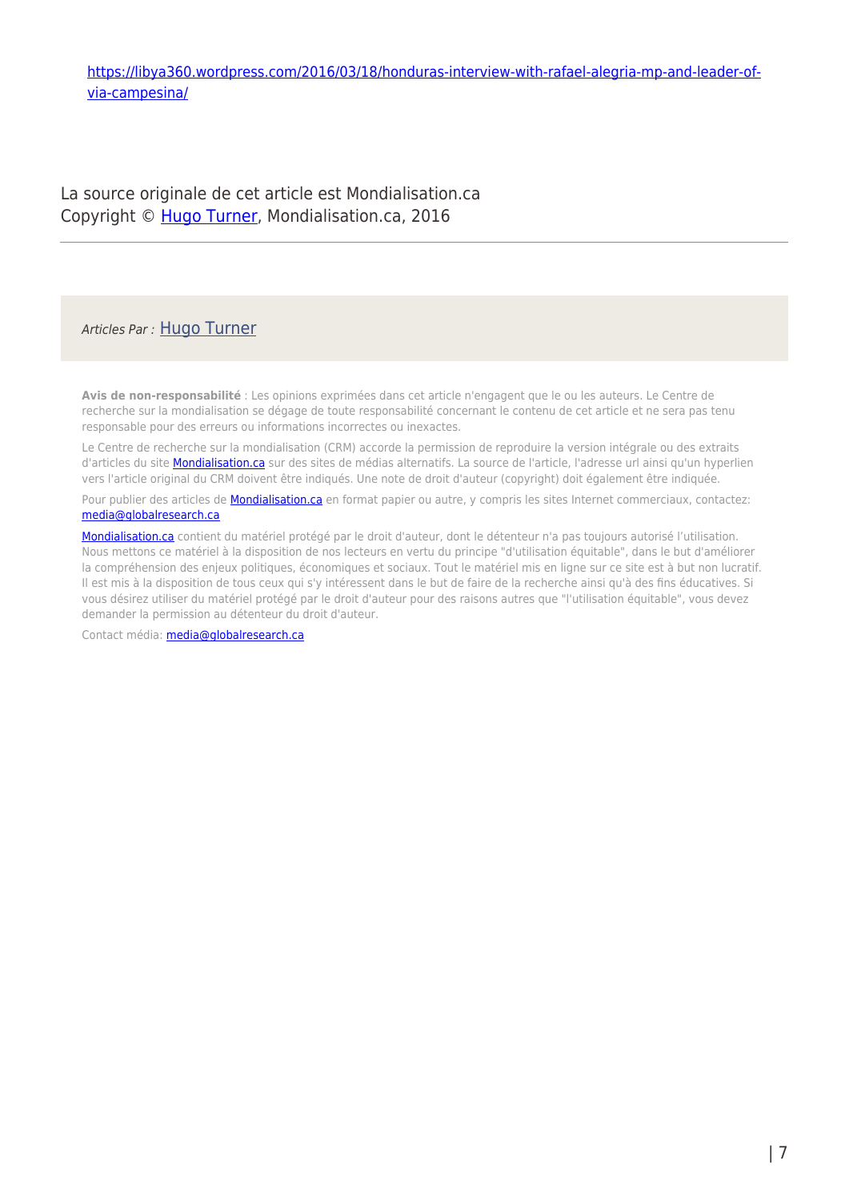https://libya360.wordpress.com/2016/03/18/honduras-interview-with-rafael-alegria-mp-and-leader-of-via-campesina/

La source originale de cet article est Mondialisation.ca
Copyright © Hugo Turner, Mondialisation.ca, 2016

---

*Articles Par :* Hugo Turner

**Avis de non-responsabilité** : Les opinions exprimées dans cet article n'engagent que le ou les auteurs. Le Centre de recherche sur la mondialisation se dégage de toute responsabilité concernant le contenu de cet article et ne sera pas tenu responsable pour des erreurs ou informations incorrectes ou inexactes.

Le Centre de recherche sur la mondialisation (CRM) accorde la permission de reproduire la version intégrale ou des extraits d'articles du site Mondialisation.ca sur des sites de médias alternatifs. La source de l'article, l'adresse url ainsi qu'un hyperlien vers l'article original du CRM doivent être indiqués. Une note de droit d'auteur (copyright) doit également être indiquée.

Pour publier des articles de Mondialisation.ca en format papier ou autre, y compris les sites Internet commerciaux, contactez: media@globalresearch.ca

Mondialisation.ca contient du matériel protégé par le droit d'auteur, dont le détenteur n'a pas toujours autorisé l'utilisation. Nous mettons ce matériel à la disposition de nos lecteurs en vertu du principe "d'utilisation équitable", dans le but d'améliorer la compréhension des enjeux politiques, économiques et sociaux. Tout le matériel mis en ligne sur ce site est à but non lucratif. Il est mis à la disposition de tous ceux qui s'y intéressent dans le but de faire de la recherche ainsi qu'à des fins éducatives. Si vous désirez utiliser du matériel protégé par le droit d'auteur pour des raisons autres que "l'utilisation équitable", vous devez demander la permission au détenteur du droit d'auteur.

Contact média: media@globalresearch.ca